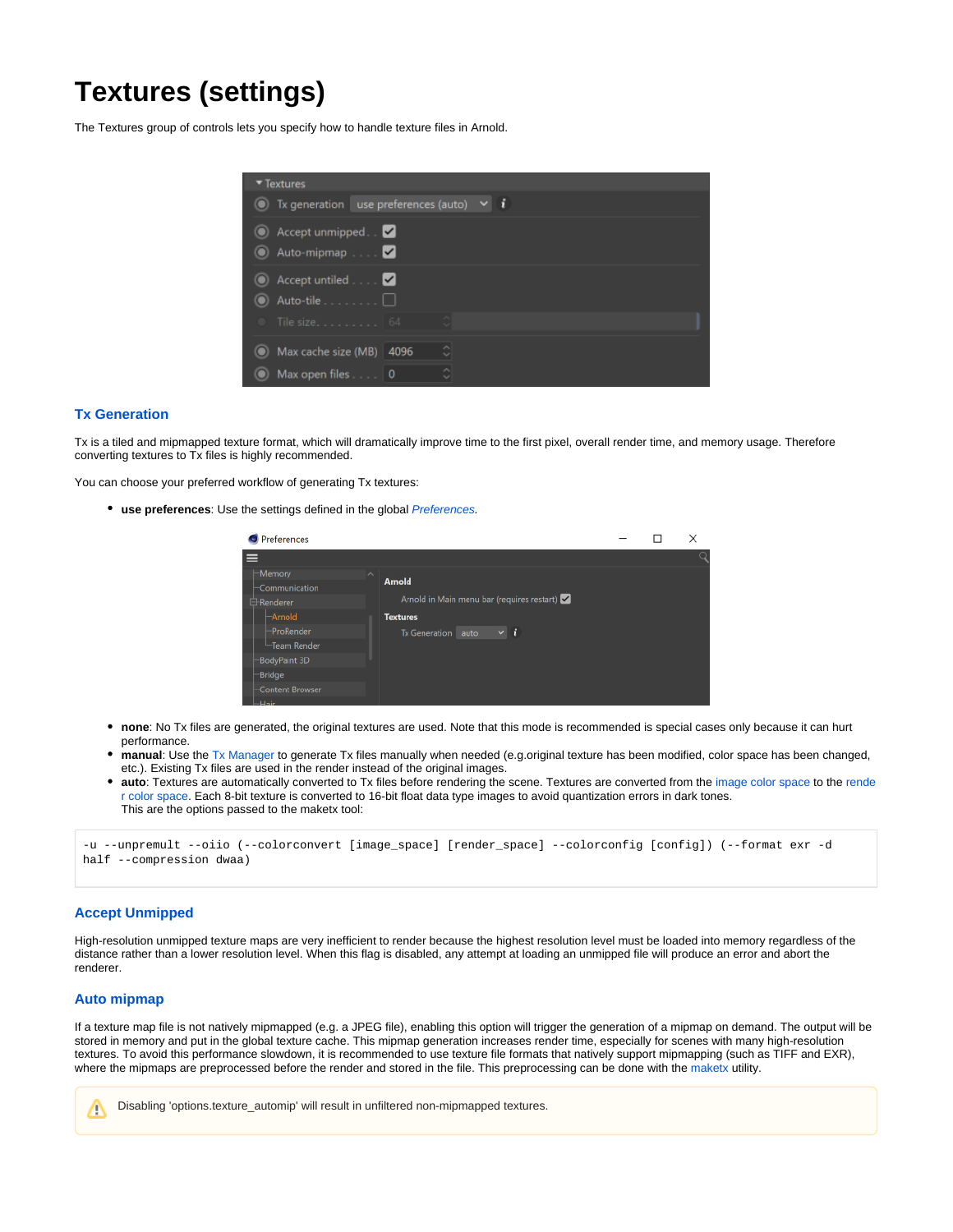# Textures (settings)

The Textures group of controls lets you specify how to handle texture files in Arnold.

## Tx Generation

Tx is a tiled and mipmapped texture format, which will dramatically improve time to the first pixel, overall render time, and memory usage. Therefore converting textures to Tx files is highly recommended.

You can choose your preferred workflow of generating Tx textures:

- **use preferences**: Use the settings defined in the global *Preferences*.

- **none**: No Tx files are generated, the original textures are used. Note that this mode is recommended is special cases only because it can hurt performance.
- **manual**: Use the Tx Manager to generate Tx files manually when needed (e.g.original texture has been modified, color space has been changed, etc.). Existing Tx files are used in the render instead of the original images.
- **auto**: Textures are automatically converted to Tx files before rendering the scene. Textures are converted from the image color space to the render color space. Each 8-bit texture is converted to 16-bit float data type images to avoid quantization errors in dark tones.
  This are the options passed to the maketx tool:

```
-u --unpremult --oiio (--colorconvert [image_space] [render_space] --colorconfig [config]) (--format exr -d half --compression dwaa)
```

## Accept Unmipped

High-resolution unmipped texture maps are very inefficient to render because the highest resolution level must be loaded into memory regardless of the distance rather than a lower resolution level. When this flag is disabled, any attempt at loading an unmipped file will produce an error and abort the renderer.

## Auto mipmap

If a texture map file is not natively mipmapped (e.g. a JPEG file), enabling this option will trigger the generation of a mipmap on demand. The output will be stored in memory and put in the global texture cache. This mipmap generation increases render time, especially for scenes with many high-resolution textures. To avoid this performance slowdown, it is recommended to use texture file formats that natively support mipmapping (such as TIFF and EXR), where the mipmaps are preprocessed before the render and stored in the file. This preprocessing can be done with the maketx utility.

> ⚠ Disabling 'options.texture_automip' will result in unfiltered non-mipmapped textures.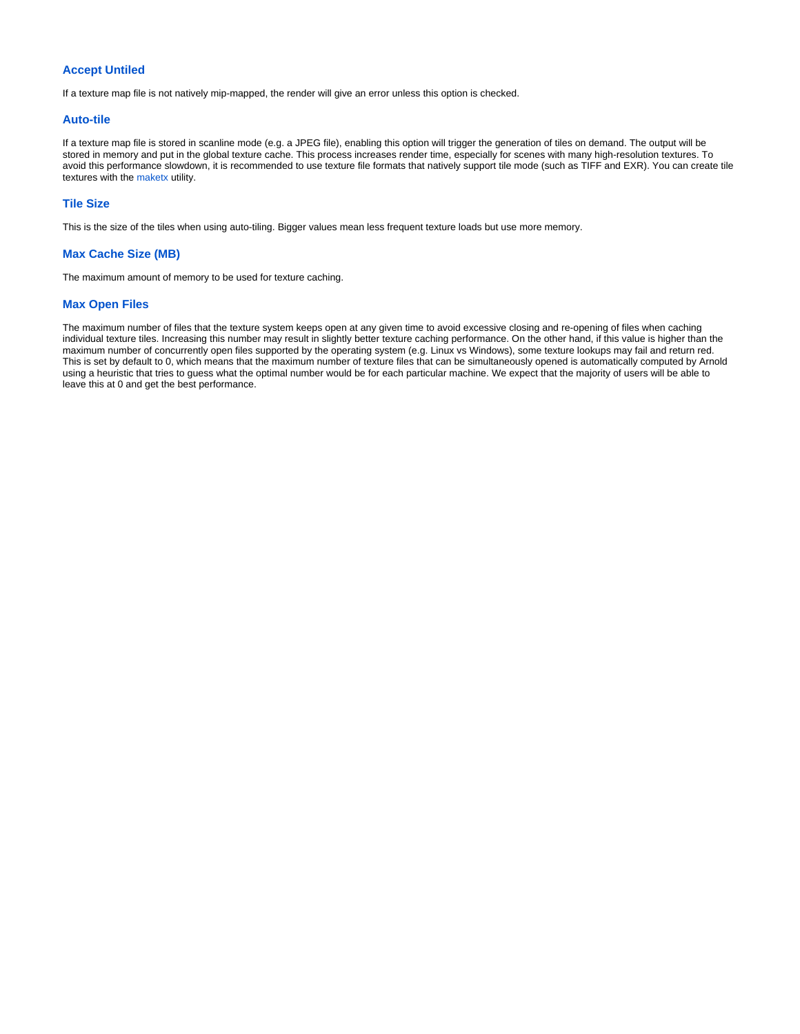### Accept Untiled

If a texture map file is not natively mip-mapped, the render will give an error unless this option is checked.

### Auto-tile

If a texture map file is stored in scanline mode (e.g. a JPEG file), enabling this option will trigger the generation of tiles on demand. The output will be stored in memory and put in the global texture cache. This process increases render time, especially for scenes with many high-resolution textures. To avoid this performance slowdown, it is recommended to use texture file formats that natively support tile mode (such as TIFF and EXR). You can create tile textures with the maketx utility.

### Tile Size

This is the size of the tiles when using auto-tiling. Bigger values mean less frequent texture loads but use more memory.

### Max Cache Size (MB)

The maximum amount of memory to be used for texture caching.

### Max Open Files

The maximum number of files that the texture system keeps open at any given time to avoid excessive closing and re-opening of files when caching individual texture tiles. Increasing this number may result in slightly better texture caching performance. On the other hand, if this value is higher than the maximum number of concurrently open files supported by the operating system (e.g. Linux vs Windows), some texture lookups may fail and return red. This is set by default to 0, which means that the maximum number of texture files that can be simultaneously opened is automatically computed by Arnold using a heuristic that tries to guess what the optimal number would be for each particular machine. We expect that the majority of users will be able to leave this at 0 and get the best performance.